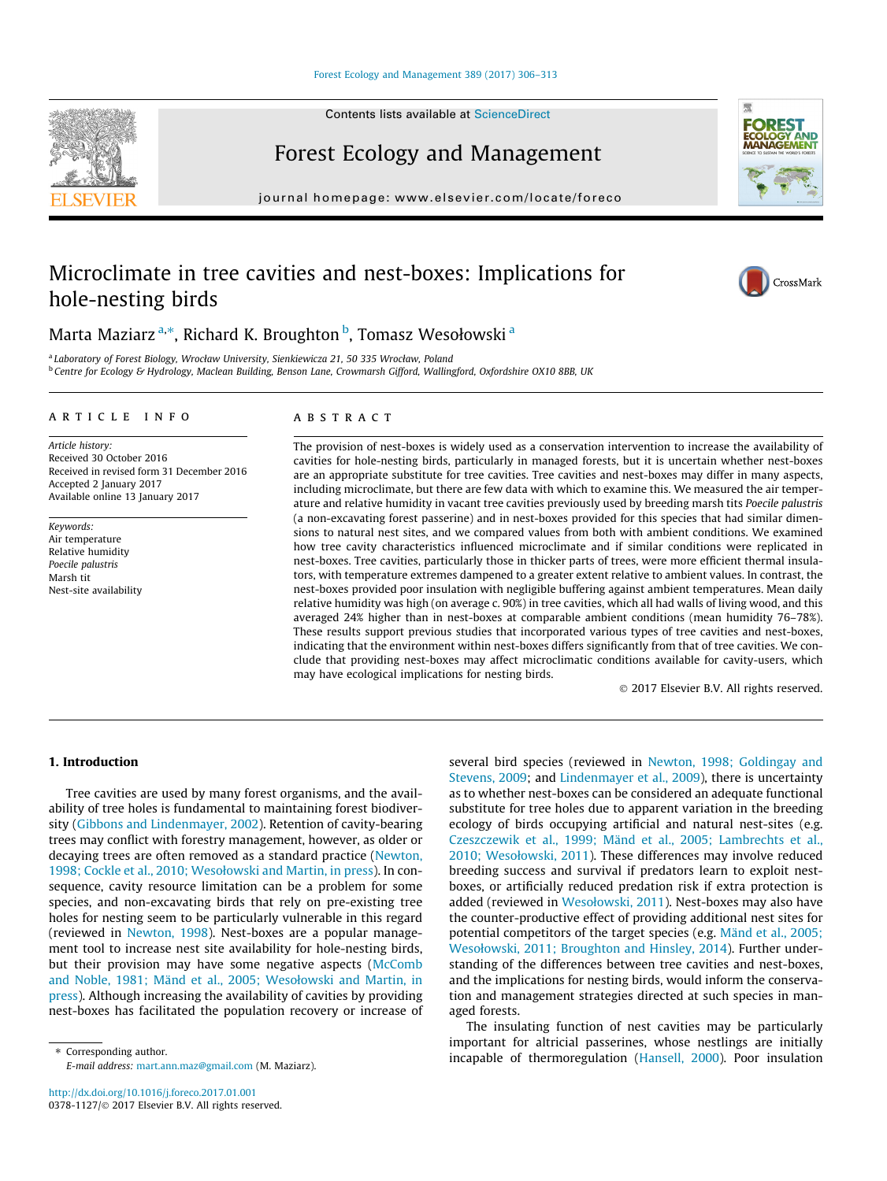# Microclimate in tree cavities and nest-boxes: Implications for hole-nesting birds

Marta Maziarz [a,*], Richard K. Broughton [b], Tomasz Wesołowski [a]

[a] Laboratory of Forest Biology, Wrocław University, Sienkiewicza 21, 50 335 Wrocław, Poland

[b] Centre for Ecology & Hydrology, Maclean Building, Benson Lane, Crowmarsh Gifford, Wallingford, Oxfordshire OX10 8BB, UK

## ARTICLE INFO

*Article history:*
Received 30 October 2016
Received in revised form 31 December 2016
Accepted 2 January 2017
Available online 13 January 2017

*Keywords:*
Air temperature
Relative humidity
*Poecile palustris*
Marsh tit
Nest-site availability

## ABSTRACT

The provision of nest-boxes is widely used as a conservation intervention to increase the availability of cavities for hole-nesting birds, particularly in managed forests, but it is uncertain whether nest-boxes are an appropriate substitute for tree cavities. Tree cavities and nest-boxes may differ in many aspects, including microclimate, but there are few data with which to examine this. We measured the air temperature and relative humidity in vacant tree cavities previously used by breeding marsh tits *Poecile palustris* (a non-excavating forest passerine) and in nest-boxes provided for this species that had similar dimensions to natural nest sites, and we compared values from both with ambient conditions. We examined how tree cavity characteristics influenced microclimate and if similar conditions were replicated in nest-boxes. Tree cavities, particularly those in thicker parts of trees, were more efficient thermal insulators, with temperature extremes dampened to a greater extent relative to ambient values. In contrast, the nest-boxes provided poor insulation with negligible buffering against ambient temperatures. Mean daily relative humidity was high (on average c. 90%) in tree cavities, which all had walls of living wood, and this averaged 24% higher than in nest-boxes at comparable ambient conditions (mean humidity 76–78%). These results support previous studies that incorporated various types of tree cavities and nest-boxes, indicating that the environment within nest-boxes differs significantly from that of tree cavities. We conclude that providing nest-boxes may affect microclimatic conditions available for cavity-users, which may have ecological implications for nesting birds.

© 2017 Elsevier B.V. All rights reserved.

## 1. Introduction

Tree cavities are used by many forest organisms, and the availability of tree holes is fundamental to maintaining forest biodiversity (Gibbons and Lindenmayer, 2002). Retention of cavity-bearing trees may conflict with forestry management, however, as older or decaying trees are often removed as a standard practice (Newton, 1998; Cockle et al., 2010; Wesołowski and Martin, in press). In consequence, cavity resource limitation can be a problem for some species, and non-excavating birds that rely on pre-existing tree holes for nesting seem to be particularly vulnerable in this regard (reviewed in Newton, 1998). Nest-boxes are a popular management tool to increase nest site availability for hole-nesting birds, but their provision may have some negative aspects (McComb and Noble, 1981; Mänd et al., 2005; Wesołowski and Martin, in press). Although increasing the availability of cavities by providing nest-boxes has facilitated the population recovery or increase of several bird species (reviewed in Newton, 1998; Goldingay and Stevens, 2009; and Lindenmayer et al., 2009), there is uncertainty as to whether nest-boxes can be considered an adequate functional substitute for tree holes due to apparent variation in the breeding ecology of birds occupying artificial and natural nest-sites (e.g. Czeszczewik et al., 1999; Mänd et al., 2005; Lambrechts et al., 2010; Wesołowski, 2011). These differences may involve reduced breeding success and survival if predators learn to exploit nest-boxes, or artificially reduced predation risk if extra protection is added (reviewed in Wesołowski, 2011). Nest-boxes may also have the counter-productive effect of providing additional nest sites for potential competitors of the target species (e.g. Mänd et al., 2005; Wesołowski, 2011; Broughton and Hinsley, 2014). Further understanding of the differences between tree cavities and nest-boxes, and the implications for nesting birds, would inform the conservation and management strategies directed at such species in managed forests.

The insulating function of nest cavities may be particularly important for altricial passerines, whose nestlings are initially incapable of thermoregulation (Hansell, 2000). Poor insulation

* Corresponding author.
E-mail address: mart.ann.maz@gmail.com (M. Maziarz).

http://dx.doi.org/10.1016/j.foreco.2017.01.001
0378-1127/© 2017 Elsevier B.V. All rights reserved.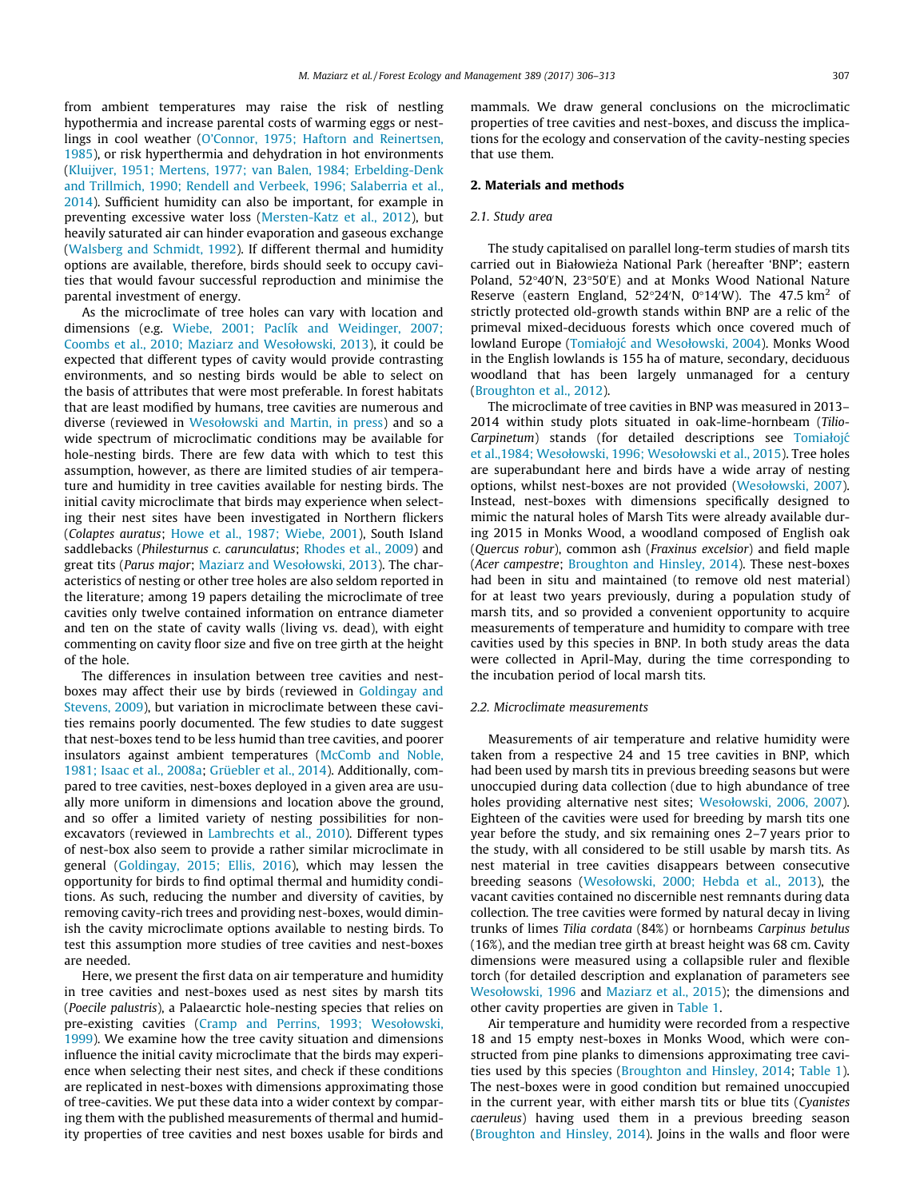from ambient temperatures may raise the risk of nestling hypothermia and increase parental costs of warming eggs or nestlings in cool weather (O'Connor, 1975; Haftorn and Reinertsen, 1985), or risk hyperthermia and dehydration in hot environments (Kluijver, 1951; Mertens, 1977; van Balen, 1984; Erbelding-Denk and Trillmich, 1990; Rendell and Verbeek, 1996; Salaberria et al., 2014). Sufficient humidity can also be important, for example in preventing excessive water loss (Mersten-Katz et al., 2012), but heavily saturated air can hinder evaporation and gaseous exchange (Walsberg and Schmidt, 1992). If different thermal and humidity options are available, therefore, birds should seek to occupy cavities that would favour successful reproduction and minimise the parental investment of energy.

As the microclimate of tree holes can vary with location and dimensions (e.g. Wiebe, 2001; Paclík and Weidinger, 2007; Coombs et al., 2010; Maziarz and Wesołowski, 2013), it could be expected that different types of cavity would provide contrasting environments, and so nesting birds would be able to select on the basis of attributes that were most preferable. In forest habitats that are least modified by humans, tree cavities are numerous and diverse (reviewed in Wesołowski and Martin, in press) and so a wide spectrum of microclimatic conditions may be available for hole-nesting birds. There are few data with which to test this assumption, however, as there are limited studies of air temperature and humidity in tree cavities available for nesting birds. The initial cavity microclimate that birds may experience when selecting their nest sites have been investigated in Northern flickers (*Colaptes auratus*; Howe et al., 1987; Wiebe, 2001), South Island saddlebacks (*Philesturnus c. carunculatus*; Rhodes et al., 2009) and great tits (*Parus major*; Maziarz and Wesołowski, 2013). The characteristics of nesting or other tree holes are also seldom reported in the literature; among 19 papers detailing the microclimate of tree cavities only twelve contained information on entrance diameter and ten on the state of cavity walls (living vs. dead), with eight commenting on cavity floor size and five on tree girth at the height of the hole.

The differences in insulation between tree cavities and nest-boxes may affect their use by birds (reviewed in Goldingay and Stevens, 2009), but variation in microclimate between these cavities remains poorly documented. The few studies to date suggest that nest-boxes tend to be less humid than tree cavities, and poorer insulators against ambient temperatures (McComb and Noble, 1981; Isaac et al., 2008a; Grüebler et al., 2014). Additionally, compared to tree cavities, nest-boxes deployed in a given area are usually more uniform in dimensions and location above the ground, and so offer a limited variety of nesting possibilities for non-excavators (reviewed in Lambrechts et al., 2010). Different types of nest-box also seem to provide a rather similar microclimate in general (Goldingay, 2015; Ellis, 2016), which may lessen the opportunity for birds to find optimal thermal and humidity conditions. As such, reducing the number and diversity of cavities, by removing cavity-rich trees and providing nest-boxes, would diminish the cavity microclimate options available to nesting birds. To test this assumption more studies of tree cavities and nest-boxes are needed.

Here, we present the first data on air temperature and humidity in tree cavities and nest-boxes used as nest sites by marsh tits (*Poecile palustris*), a Palaearctic hole-nesting species that relies on pre-existing cavities (Cramp and Perrins, 1993; Wesołowski, 1999). We examine how the tree cavity situation and dimensions influence the initial cavity microclimate that the birds may experience when selecting their nest sites, and check if these conditions are replicated in nest-boxes with dimensions approximating those of tree-cavities. We put these data into a wider context by comparing them with the published measurements of thermal and humidity properties of tree cavities and nest boxes usable for birds and mammals. We draw general conclusions on the microclimatic properties of tree cavities and nest-boxes, and discuss the implications for the ecology and conservation of the cavity-nesting species that use them.

## 2. Materials and methods

### 2.1. Study area

The study capitalised on parallel long-term studies of marsh tits carried out in Białowieża National Park (hereafter 'BNP'; eastern Poland, 52°40′N, 23°50′E) and at Monks Wood National Nature Reserve (eastern England, 52°24′N, 0°14′W). The 47.5 km$^2$ of strictly protected old-growth stands within BNP are a relic of the primeval mixed-deciduous forests which once covered much of lowland Europe (Tomiałojć and Wesołowski, 2004). Monks Wood in the English lowlands is 155 ha of mature, secondary, deciduous woodland that has been largely unmanaged for a century (Broughton et al., 2012).

The microclimate of tree cavities in BNP was measured in 2013–2014 within study plots situated in oak-lime-hornbeam (*Tilio-Carpinetum*) stands (for detailed descriptions see Tomiałojć et al.,1984; Wesołowski, 1996; Wesołowski et al., 2015). Tree holes are superabundant here and birds have a wide array of nesting options, whilst nest-boxes are not provided (Wesołowski, 2007). Instead, nest-boxes with dimensions specifically designed to mimic the natural holes of Marsh Tits were already available during 2015 in Monks Wood, a woodland composed of English oak (*Quercus robur*), common ash (*Fraxinus excelsior*) and field maple (*Acer campestre*; Broughton and Hinsley, 2014). These nest-boxes had been in situ and maintained (to remove old nest material) for at least two years previously, during a population study of marsh tits, and so provided a convenient opportunity to acquire measurements of temperature and humidity to compare with tree cavities used by this species in BNP. In both study areas the data were collected in April-May, during the time corresponding to the incubation period of local marsh tits.

### 2.2. Microclimate measurements

Measurements of air temperature and relative humidity were taken from a respective 24 and 15 tree cavities in BNP, which had been used by marsh tits in previous breeding seasons but were unoccupied during data collection (due to high abundance of tree holes providing alternative nest sites; Wesołowski, 2006, 2007). Eighteen of the cavities were used for breeding by marsh tits one year before the study, and six remaining ones 2–7 years prior to the study, with all considered to be still usable by marsh tits. As nest material in tree cavities disappears between consecutive breeding seasons (Wesołowski, 2000; Hebda et al., 2013), the vacant cavities contained no discernible nest remnants during data collection. The tree cavities were formed by natural decay in living trunks of limes *Tilia cordata* (84%) or hornbeams *Carpinus betulus* (16%), and the median tree girth at breast height was 68 cm. Cavity dimensions were measured using a collapsible ruler and flexible torch (for detailed description and explanation of parameters see Wesołowski, 1996 and Maziarz et al., 2015); the dimensions and other cavity properties are given in Table 1.

Air temperature and humidity were recorded from a respective 18 and 15 empty nest-boxes in Monks Wood, which were constructed from pine planks to dimensions approximating tree cavities used by this species (Broughton and Hinsley, 2014; Table 1). The nest-boxes were in good condition but remained unoccupied in the current year, with either marsh tits or blue tits (*Cyanistes caeruleus*) having used them in a previous breeding season (Broughton and Hinsley, 2014). Joins in the walls and floor were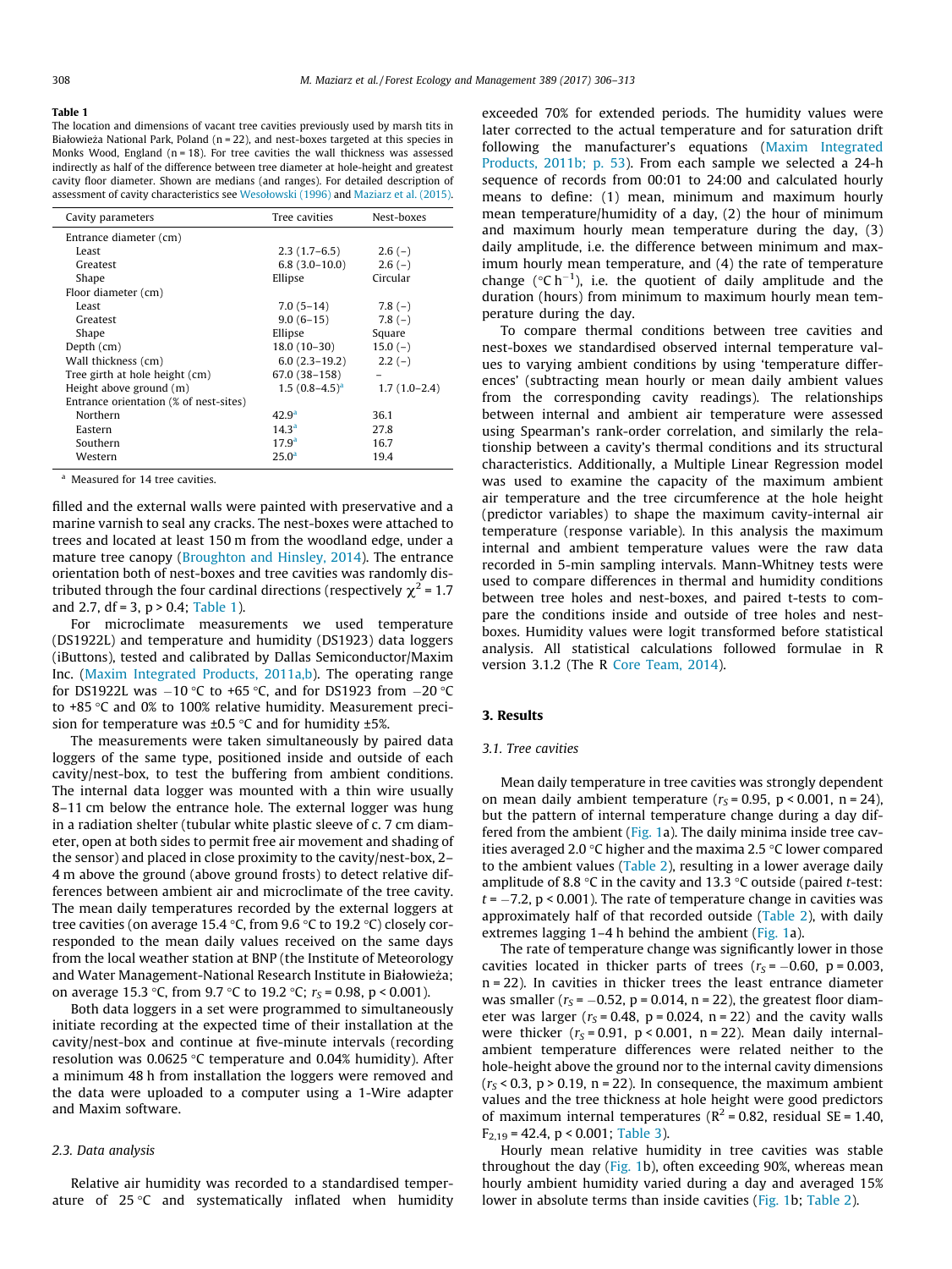**Table 1**
The location and dimensions of vacant tree cavities previously used by marsh tits in Białowieża National Park, Poland (n = 22), and nest-boxes targeted at this species in Monks Wood, England (n = 18). For tree cavities the wall thickness was assessed indirectly as half of the difference between tree diameter at hole-height and greatest cavity floor diameter. Shown are medians (and ranges). For detailed description of assessment of cavity characteristics see Wesołowski (1996) and Maziarz et al. (2015).

| Cavity parameters | Tree cavities | Nest-boxes |
|---|---|---|
| Entrance diameter (cm) | | |
| Least | 2.3 (1.7–6.5) | 2.6 (–) |
| Greatest | 6.8 (3.0–10.0) | 2.6 (–) |
| Shape | Ellipse | Circular |
| Floor diameter (cm) | | |
| Least | 7.0 (5–14) | 7.8 (–) |
| Greatest | 9.0 (6–15) | 7.8 (–) |
| Shape | Ellipse | Square |
| Depth (cm) | 18.0 (10–30) | 15.0 (–) |
| Wall thickness (cm) | 6.0 (2.3–19.2) | 2.2 (–) |
| Tree girth at hole height (cm) | 67.0 (38–158) | – |
| Height above ground (m) | 1.5 (0.8–4.5)[a] | 1.7 (1.0–2.4) |
| Entrance orientation (% of nest-sites) | | |
| Northern | 42.9[a] | 36.1 |
| Eastern | 14.3[a] | 27.8 |
| Southern | 17.9[a] | 16.7 |
| Western | 25.0[a] | 19.4 |

[a] Measured for 14 tree cavities.

filled and the external walls were painted with preservative and a marine varnish to seal any cracks. The nest-boxes were attached to trees and located at least 150 m from the woodland edge, under a mature tree canopy (Broughton and Hinsley, 2014). The entrance orientation both of nest-boxes and tree cavities was randomly distributed through the four cardinal directions (respectively $\chi^2 = 1.7$ and 2.7, df = 3, $p > 0.4$; Table 1).

For microclimate measurements we used temperature (DS1922L) and temperature and humidity (DS1923) data loggers (iButtons), tested and calibrated by Dallas Semiconductor/Maxim Inc. (Maxim Integrated Products, 2011a,b). The operating range for DS1922L was −10 °C to +65 °C, and for DS1923 from −20 °C to +85 °C and 0% to 100% relative humidity. Measurement precision for temperature was ±0.5 °C and for humidity ±5%.

The measurements were taken simultaneously by paired data loggers of the same type, positioned inside and outside of each cavity/nest-box, to test the buffering from ambient conditions. The internal data logger was mounted with a thin wire usually 8–11 cm below the entrance hole. The external logger was hung in a radiation shelter (tubular white plastic sleeve of c. 7 cm diameter, open at both sides to permit free air movement and shading of the sensor) and placed in close proximity to the cavity/nest-box, 2–4 m above the ground (above ground frosts) to detect relative differences between ambient air and microclimate of the tree cavity. The mean daily temperatures recorded by the external loggers at tree cavities (on average 15.4 °C, from 9.6 °C to 19.2 °C) closely corresponded to the mean daily values received on the same days from the local weather station at BNP (the Institute of Meteorology and Water Management-National Research Institute in Białowieża; on average 15.3 °C, from 9.7 °C to 19.2 °C; $r_S = 0.98$, $p < 0.001$).

Both data loggers in a set were programmed to simultaneously initiate recording at the expected time of their installation at the cavity/nest-box and continue at five-minute intervals (recording resolution was 0.0625 °C temperature and 0.04% humidity). After a minimum 48 h from installation the loggers were removed and the data were uploaded to a computer using a 1-Wire adapter and Maxim software.

### 2.3. Data analysis

Relative air humidity was recorded to a standardised temperature of 25 °C and systematically inflated when humidity exceeded 70% for extended periods. The humidity values were later corrected to the actual temperature and for saturation drift following the manufacturer's equations (Maxim Integrated Products, 2011b; p. 53). From each sample we selected a 24-h sequence of records from 00:01 to 24:00 and calculated hourly means to define: (1) mean, minimum and maximum hourly mean temperature/humidity of a day, (2) the hour of minimum and maximum hourly mean temperature during the day, (3) daily amplitude, i.e. the difference between minimum and maximum hourly mean temperature, and (4) the rate of temperature change (°C $h^{-1}$), i.e. the quotient of daily amplitude and the duration (hours) from minimum to maximum hourly mean temperature during the day.

To compare thermal conditions between tree cavities and nest-boxes we standardised observed internal temperature values to varying ambient conditions by using 'temperature differences' (subtracting mean hourly or mean daily ambient values from the corresponding cavity readings). The relationships between internal and ambient air temperature were assessed using Spearman's rank-order correlation, and similarly the relationship between a cavity's thermal conditions and its structural characteristics. Additionally, a Multiple Linear Regression model was used to examine the capacity of the maximum ambient air temperature and the tree circumference at the hole height (predictor variables) to shape the maximum cavity-internal air temperature (response variable). In this analysis the maximum internal and ambient temperature values were the raw data recorded in 5-min sampling intervals. Mann-Whitney tests were used to compare differences in thermal and humidity conditions between tree holes and nest-boxes, and paired t-tests to compare the conditions inside and outside of tree holes and nest-boxes. Humidity values were logit transformed before statistical analysis. All statistical calculations followed formulae in R version 3.1.2 (The R Core Team, 2014).

## 3. Results

### 3.1. Tree cavities

Mean daily temperature in tree cavities was strongly dependent on mean daily ambient temperature ($r_S = 0.95$, $p < 0.001$, n = 24), but the pattern of internal temperature change during a day differed from the ambient (Fig. 1a). The daily minima inside tree cavities averaged 2.0 °C higher and the maxima 2.5 °C lower compared to the ambient values (Table 2), resulting in a lower average daily amplitude of 8.8 °C in the cavity and 13.3 °C outside (paired *t*-test: $t = -7.2$, $p < 0.001$). The rate of temperature change in cavities was approximately half of that recorded outside (Table 2), with daily extremes lagging 1–4 h behind the ambient (Fig. 1a).

The rate of temperature change was significantly lower in those cavities located in thicker parts of trees ($r_S = -0.60$, $p = 0.003$, n = 22). In cavities in thicker trees the least entrance diameter was smaller ($r_S = -0.52$, $p = 0.014$, n = 22), the greatest floor diameter was larger ($r_S = 0.48$, $p = 0.024$, n = 22) and the cavity walls were thicker ($r_S = 0.91$, $p < 0.001$, n = 22). Mean daily internal-ambient temperature differences were related neither to the hole-height above the ground nor to the internal cavity dimensions ($r_S < 0.3$, $p > 0.19$, n = 22). In consequence, the maximum ambient values and the tree thickness at hole height were good predictors of maximum internal temperatures ($R^2 = 0.82$, residual SE = 1.40, $F_{2,19} = 42.4$, $p < 0.001$; Table 3).

Hourly mean relative humidity in tree cavities was stable throughout the day (Fig. 1b), often exceeding 90%, whereas mean hourly ambient humidity varied during a day and averaged 15% lower in absolute terms than inside cavities (Fig. 1b; Table 2).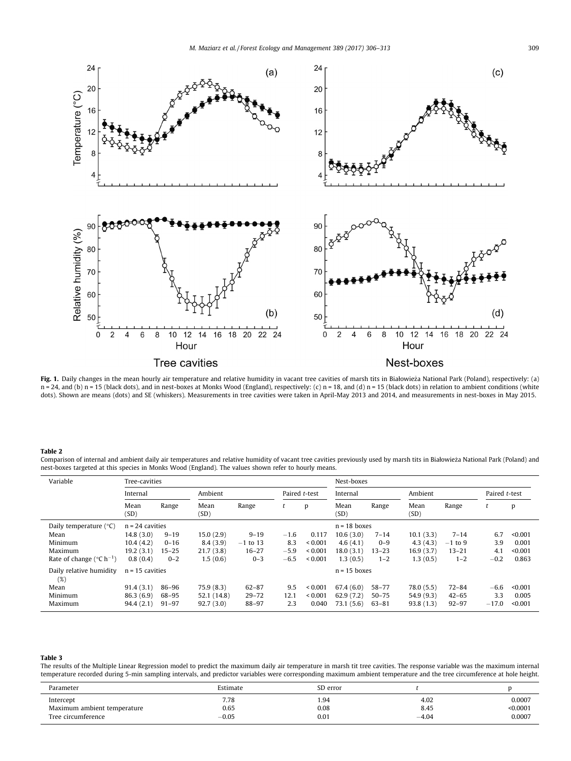**Fig. 1.** Daily changes in the mean hourly air temperature and relative humidity in vacant tree cavities of marsh tits in Białowieża National Park (Poland), respectively: (a) n = 24, and (b) n = 15 (black dots), and in nest-boxes at Monks Wood (England), respectively: (c) n = 18, and (d) n = 15 (black dots) in relation to ambient conditions (white dots). Shown are means (dots) and SE (whiskers). Measurements in tree cavities were taken in April-May 2013 and 2014, and measurements in nest-boxes in May 2015.

**Table 2**
Comparison of internal and ambient daily air temperatures and relative humidity of vacant tree cavities previously used by marsh tits in Białowieża National Park (Poland) and nest-boxes targeted at this species in Monks Wood (England). The values shown refer to hourly means.

| Variable | Tree-cavities | | | | | | Nest-boxes | | | | | |
|---|---|---|---|---|---|---|---|---|---|---|---|---|
| | Internal | | Ambient | | Paired *t*-test | | Internal | | Ambient | | Paired *t*-test | |
| | Mean (SD) | Range | Mean (SD) | Range | *t* | p | Mean (SD) | Range | Mean (SD) | Range | *t* | p |
| Daily temperature (°C) | n = 24 cavities | | | | | | n = 18 boxes | | | | | |
| Mean | 14.8 (3.0) | 9–19 | 15.0 (2.9) | 9–19 | −1.6 | 0.117 | 10.6 (3.0) | 7–14 | 10.1 (3.3) | 7–14 | 6.7 | <0.001 |
| Minimum | 10.4 (4.2) | 0–16 | 8.4 (3.9) | −1 to 13 | 8.3 | < 0.001 | 4.6 (4.1) | 0–9 | 4.3 (4.3) | −1 to 9 | 3.9 | 0.001 |
| Maximum | 19.2 (3.1) | 15–25 | 21.7 (3.8) | 16–27 | −5.9 | < 0.001 | 18.0 (3.1) | 13–23 | 16.9 (3.7) | 13–21 | 4.1 | <0.001 |
| Rate of change ($°C\,h^{-1}$) | 0.8 (0.4) | 0–2 | 1.5 (0.6) | 0–3 | −6.5 | < 0.001 | 1.3 (0.5) | 1–2 | 1.3 (0.5) | 1–2 | −0.2 | 0.863 |
| Daily relative humidity (%) | n = 15 cavities | | | | | | n = 15 boxes | | | | | |
| Mean | 91.4 (3.1) | 86–96 | 75.9 (8.3) | 62–87 | 9.5 | < 0.001 | 67.4 (6.0) | 58–77 | 78.0 (5.5) | 72–84 | −6.6 | <0.001 |
| Minimum | 86.3 (6.9) | 68–95 | 52.1 (14.8) | 29–72 | 12.1 | < 0.001 | 62.9 (7.2) | 50–75 | 54.9 (9.3) | 42–65 | 3.3 | 0.005 |
| Maximum | 94.4 (2.1) | 91–97 | 92.7 (3.0) | 88–97 | 2.3 | 0.040 | 73.1 (5.6) | 63–81 | 93.8 (1.3) | 92–97 | −17.0 | <0.001 |

**Table 3**
The results of the Multiple Linear Regression model to predict the maximum daily air temperature in marsh tit tree cavities. The response variable was the maximum internal temperature recorded during 5-min sampling intervals, and predictor variables were corresponding maximum ambient temperature and the tree circumference at hole height.

| Parameter | Estimate | SD error | *t* | p |
|---|---|---|---|---|
| Intercept | 7.78 | 1.94 | 4.02 | 0.0007 |
| Maximum ambient temperature | 0.65 | 0.08 | 8.45 | <0.0001 |
| Tree circumference | −0.05 | 0.01 | −4.04 | 0.0007 |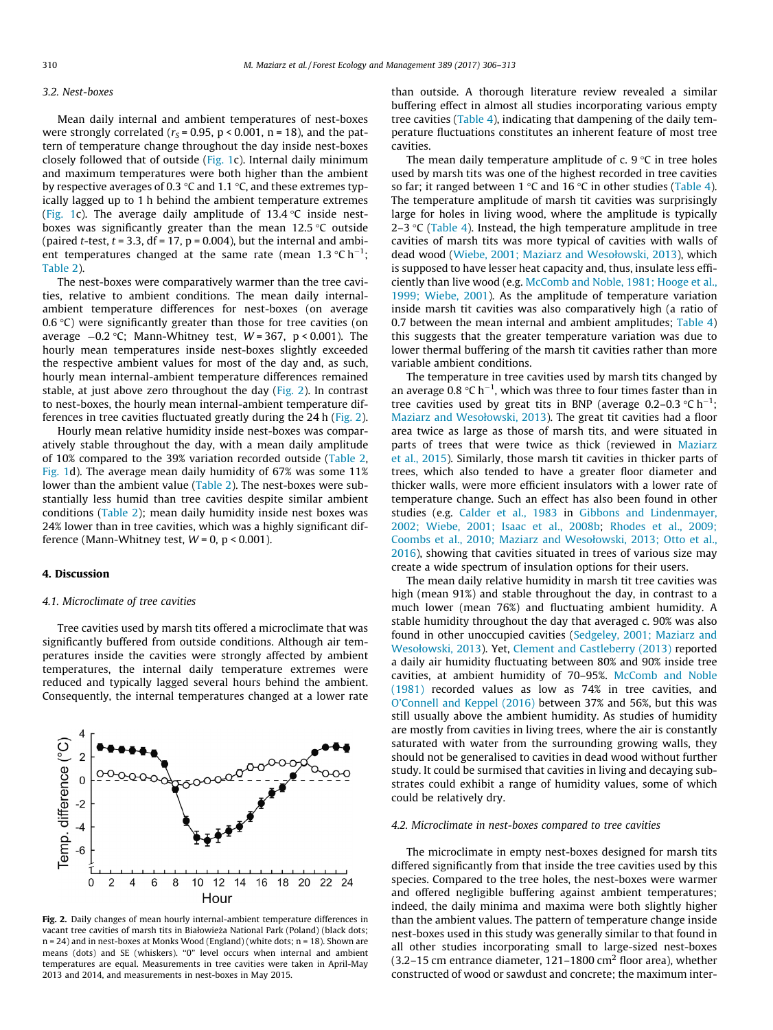### 3.2. Nest-boxes

Mean daily internal and ambient temperatures of nest-boxes were strongly correlated ($r_S = 0.95$, $p < 0.001$, $n = 18$), and the pattern of temperature change throughout the day inside nest-boxes closely followed that of outside (Fig. 1c). Internal daily minimum and maximum temperatures were both higher than the ambient by respective averages of 0.3 °C and 1.1 °C, and these extremes typically lagged up to 1 h behind the ambient temperature extremes (Fig. 1c). The average daily amplitude of 13.4 °C inside nest-boxes was significantly greater than the mean 12.5 °C outside (paired *t*-test, $t = 3.3$, df = 17, $p = 0.004$), but the internal and ambient temperatures changed at the same rate (mean 1.3 °C h$^{-1}$; Table 2).

The nest-boxes were comparatively warmer than the tree cavities, relative to ambient conditions. The mean daily internal-ambient temperature differences for nest-boxes (on average 0.6 °C) were significantly greater than those for tree cavities (on average −0.2 °C; Mann-Whitney test, $W = 367$, $p < 0.001$). The hourly mean temperatures inside nest-boxes slightly exceeded the respective ambient values for most of the day and, as such, hourly mean internal-ambient temperature differences remained stable, at just above zero throughout the day (Fig. 2). In contrast to nest-boxes, the hourly mean internal-ambient temperature differences in tree cavities fluctuated greatly during the 24 h (Fig. 2).

Hourly mean relative humidity inside nest-boxes was comparatively stable throughout the day, with a mean daily amplitude of 10% compared to the 39% variation recorded outside (Table 2, Fig. 1d). The average mean daily humidity of 67% was some 11% lower than the ambient value (Table 2). The nest-boxes were substantially less humid than tree cavities despite similar ambient conditions (Table 2); mean daily humidity inside nest boxes was 24% lower than in tree cavities, which was a highly significant difference (Mann-Whitney test, $W = 0$, $p < 0.001$).

## 4. Discussion

### 4.1. Microclimate of tree cavities

Tree cavities used by marsh tits offered a microclimate that was significantly buffered from outside conditions. Although air temperatures inside the cavities were strongly affected by ambient temperatures, the internal daily temperature extremes were reduced and typically lagged several hours behind the ambient. Consequently, the internal temperatures changed at a lower rate than outside. A thorough literature review revealed a similar buffering effect in almost all studies incorporating various empty tree cavities (Table 4), indicating that dampening of the daily temperature fluctuations constitutes an inherent feature of most tree cavities.

The mean daily temperature amplitude of c. 9 °C in tree holes used by marsh tits was one of the highest recorded in tree cavities so far; it ranged between 1 °C and 16 °C in other studies (Table 4). The temperature amplitude of marsh tit cavities was surprisingly large for holes in living wood, where the amplitude is typically 2–3 °C (Table 4). Instead, the high temperature amplitude in tree cavities of marsh tits was more typical of cavities with walls of dead wood (Wiebe, 2001; Maziarz and Wesołowski, 2013), which is supposed to have lesser heat capacity and, thus, insulate less efficiently than live wood (e.g. McComb and Noble, 1981; Hooge et al., 1999; Wiebe, 2001). As the amplitude of temperature variation inside marsh tit cavities was also comparatively high (a ratio of 0.7 between the mean internal and ambient amplitudes; Table 4) this suggests that the greater temperature variation was due to lower thermal buffering of the marsh tit cavities rather than more variable ambient conditions.

The temperature in tree cavities used by marsh tits changed by an average 0.8 °C h$^{-1}$, which was three to four times faster than in tree cavities used by great tits in BNP (average 0.2–0.3 °C h$^{-1}$; Maziarz and Wesołowski, 2013). The great tit cavities had a floor area twice as large as those of marsh tits, and were situated in parts of trees that were twice as thick (reviewed in Maziarz et al., 2015). Similarly, those marsh tit cavities in thicker parts of trees, which also tended to have a greater floor diameter and thicker walls, were more efficient insulators with a lower rate of temperature change. Such an effect has also been found in other studies (e.g. Calder et al., 1983 in Gibbons and Lindenmayer, 2002; Wiebe, 2001; Isaac et al., 2008b; Rhodes et al., 2009; Coombs et al., 2010; Maziarz and Wesołowski, 2013; Otto et al., 2016), showing that cavities situated in trees of various size may create a wide spectrum of insulation options for their users.

The mean daily relative humidity in marsh tit tree cavities was high (mean 91%) and stable throughout the day, in contrast to a much lower (mean 76%) and fluctuating ambient humidity. A stable humidity throughout the day that averaged c. 90% was also found in other unoccupied cavities (Sedgeley, 2001; Maziarz and Wesołowski, 2013). Yet, Clement and Castleberry (2013) reported a daily air humidity fluctuating between 80% and 90% inside tree cavities, at ambient humidity of 70–95%. McComb and Noble (1981) recorded values as low as 74% in tree cavities, and O'Connell and Keppel (2016) between 37% and 56%, but this was still usually above the ambient humidity. As studies of humidity are mostly from cavities in living trees, where the air is constantly saturated with water from the surrounding growing walls, they should not be generalised to cavities in dead wood without further study. It could be surmised that cavities in living and decaying substrates could exhibit a range of humidity values, some of which could be relatively dry.

Fig. 2. Daily changes of mean hourly internal-ambient temperature differences in vacant tree cavities of marsh tits in Białowieża National Park (Poland) (black dots; n = 24) and in nest-boxes at Monks Wood (England) (white dots; n = 18). Shown are means (dots) and SE (whiskers). "0" level occurs when internal and ambient temperatures are equal. Measurements in tree cavities were taken in April-May 2013 and 2014, and measurements in nest-boxes in May 2015.

### 4.2. Microclimate in nest-boxes compared to tree cavities

The microclimate in empty nest-boxes designed for marsh tits differed significantly from that inside the tree cavities used by this species. Compared to the tree holes, the nest-boxes were warmer and offered negligible buffering against ambient temperatures; indeed, the daily minima and maxima were both slightly higher than the ambient values. The pattern of temperature change inside nest-boxes used in this study was generally similar to that found in all other studies incorporating small to large-sized nest-boxes (3.2–15 cm entrance diameter, 121–1800 cm$^2$ floor area), whether constructed of wood or sawdust and concrete; the maximum inter-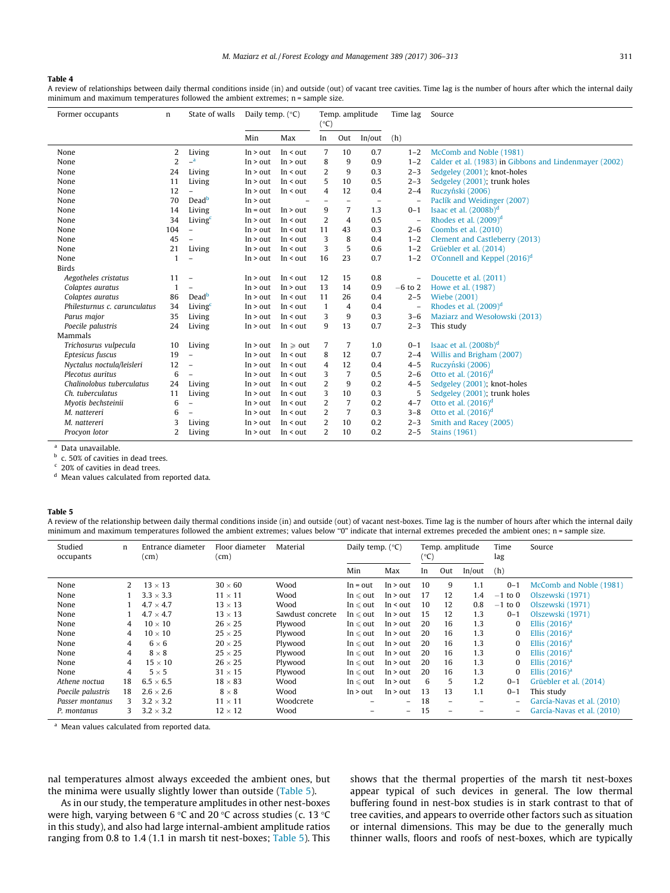**Table 4**

A review of relationships between daily thermal conditions inside (in) and outside (out) of vacant tree cavities. Time lag is the number of hours after which the internal daily minimum and maximum temperatures followed the ambient extremes; n = sample size.

| Former occupants | n | State of walls | Daily temp. (°C) | | Temp. amplitude (°C) | | | Time lag | Source |
|---|---|---|---|---|---|---|---|---|---|
| | | | Min | Max | In | Out | In/out | (h) | |
| None | 2 | Living | In > out | In < out | 7 | 10 | 0.7 | 1–2 | McComb and Noble (1981) |
| None | 2 | –[a] | In > out | In > out | 8 | 9 | 0.9 | 1–2 | Calder et al. (1983) in Gibbons and Lindenmayer (2002) |
| None | 24 | Living | In > out | In < out | 2 | 9 | 0.3 | 2–3 | Sedgeley (2001); knot-holes |
| None | 11 | Living | In > out | In < out | 5 | 10 | 0.5 | 2–3 | Sedgeley (2001); trunk holes |
| None | 12 | – | In > out | In < out | 4 | 12 | 0.4 | 2–4 | Ruczyński (2006) |
| None | 70 | Dead[b] | In > out | – | – | – | – | – | Paclík and Weidinger (2007) |
| None | 14 | Living | In = out | In > out | 9 | 7 | 1.3 | 0–1 | Isaac et al. (2008b)[d] |
| None | 34 | Living[c] | In > out | In < out | 2 | 4 | 0.5 | – | Rhodes et al. (2009)[d] |
| None | 104 | – | In > out | In < out | 11 | 43 | 0.3 | 2–6 | Coombs et al. (2010) |
| None | 45 | – | In > out | In < out | 3 | 8 | 0.4 | 1–2 | Clement and Castleberry (2013) |
| None | 21 | Living | In > out | In < out | 3 | 5 | 0.6 | 1–2 | Grüebler et al. (2014) |
| None | 1 | – | In > out | In < out | 16 | 23 | 0.7 | 1–2 | O'Connell and Keppel (2016)[d] |
| Birds | | | | | | | | | |
| *Aegotheles cristatus* | 11 | – | In > out | In < out | 12 | 15 | 0.8 | – | Doucette et al. (2011) |
| *Colaptes auratus* | 1 | – | In > out | In > out | 13 | 14 | 0.9 | −6 to 2 | Howe et al. (1987) |
| *Colaptes auratus* | 86 | Dead[b] | In > out | In < out | 11 | 26 | 0.4 | 2–5 | Wiebe (2001) |
| *Philesturnus c. carunculatus* | 34 | Living[c] | In > out | In < out | 1 | 4 | 0.4 | – | Rhodes et al. (2009)[d] |
| *Parus major* | 35 | Living | In > out | In < out | 3 | 9 | 0.3 | 3–6 | Maziarz and Wesołowski (2013) |
| *Poecile palustris* | 24 | Living | In > out | In < out | 9 | 13 | 0.7 | 2–3 | This study |
| Mammals | | | | | | | | | |
| *Trichosurus vulpecula* | 10 | Living | In > out | In ⩾ out | 7 | 7 | 1.0 | 0–1 | Isaac et al. (2008b)[d] |
| *Eptesicus fuscus* | 19 | – | In > out | In < out | 8 | 12 | 0.7 | 2–4 | Willis and Brigham (2007) |
| *Nyctalus noctula/leisleri* | 12 | – | In > out | In < out | 4 | 12 | 0.4 | 4–5 | Ruczyński (2006) |
| *Plecotus auritus* | 6 | – | In > out | In < out | 3 | 7 | 0.5 | 2–6 | Otto et al. (2016)[d] |
| *Chalinolobus tuberculatus* | 24 | Living | In > out | In < out | 2 | 9 | 0.2 | 4–5 | Sedgeley (2001); knot-holes |
| *Ch. tuberculatus* | 11 | Living | In > out | In < out | 3 | 10 | 0.3 | 5 | Sedgeley (2001); trunk holes |
| *Myotis bechsteinii* | 6 | – | In > out | In < out | 2 | 7 | 0.2 | 4–7 | Otto et al. (2016)[d] |
| *M. nattereri* | 6 | – | In > out | In < out | 2 | 7 | 0.3 | 3–8 | Otto et al. (2016)[d] |
| *M. nattereri* | 3 | Living | In > out | In < out | 2 | 10 | 0.2 | 2–3 | Smith and Racey (2005) |
| *Procyon lotor* | 2 | Living | In > out | In < out | 2 | 10 | 0.2 | 2–5 | Stains (1961) |

[a] Data unavailable.
[b] c. 50% of cavities in dead trees.
[c] 20% of cavities in dead trees.
[d] Mean values calculated from reported data.

**Table 5**

A review of the relationship between daily thermal conditions inside (in) and outside (out) of vacant nest-boxes. Time lag is the number of hours after which the internal daily minimum and maximum temperatures followed the ambient extremes; values below "0" indicate that internal extremes preceded the ambient ones; n = sample size.

| Studied occupants | n | Entrance diameter (cm) | Floor diameter (cm) | Material | Daily temp. (°C) | | Temp. amplitude (°C) | | | Time lag | Source |
|---|---|---|---|---|---|---|---|---|---|---|---|
| | | | | | Min | Max | In | Out | In/out | (h) | |
| None | 2 | 13 × 13 | 30 × 60 | Wood | In = out | In > out | 10 | 9 | 1.1 | 0–1 | McComb and Noble (1981) |
| None | 1 | 3.3 × 3.3 | 11 × 11 | Wood | In ⩽ out | In > out | 17 | 12 | 1.4 | −1 to 0 | Olszewski (1971) |
| None | 1 | 4.7 × 4.7 | 13 × 13 | Wood | In ⩽ out | In < out | 10 | 12 | 0.8 | −1 to 0 | Olszewski (1971) |
| None | 1 | 4.7 × 4.7 | 13 × 13 | Sawdust concrete | In ⩽ out | In > out | 15 | 12 | 1.3 | 0–1 | Olszewski (1971) |
| None | 4 | 10 × 10 | 26 × 25 | Plywood | In ⩽ out | In > out | 20 | 16 | 1.3 | 0 | Ellis (2016)[a] |
| None | 4 | 10 × 10 | 25 × 25 | Plywood | In ⩽ out | In > out | 20 | 16 | 1.3 | 0 | Ellis (2016)[a] |
| None | 4 | 6 × 6 | 20 × 25 | Plywood | In ⩽ out | In > out | 20 | 16 | 1.3 | 0 | Ellis (2016)[a] |
| None | 4 | 8 × 8 | 25 × 25 | Plywood | In ⩽ out | In > out | 20 | 16 | 1.3 | 0 | Ellis (2016)[a] |
| None | 4 | 15 × 10 | 26 × 25 | Plywood | In ⩽ out | In > out | 20 | 16 | 1.3 | 0 | Ellis (2016)[a] |
| None | 4 | 5 × 5 | 31 × 15 | Plywood | In ⩽ out | In > out | 20 | 16 | 1.3 | 0 | Ellis (2016)[a] |
| *Athene noctua* | 18 | 6.5 × 6.5 | 18 × 83 | Wood | In ⩽ out | In > out | 6 | 5 | 1.2 | 0–1 | Grüebler et al. (2014) |
| *Poecile palustris* | 18 | 2.6 × 2.6 | 8 × 8 | Wood | In > out | In > out | 13 | 13 | 1.1 | 0–1 | This study |
| *Passer montanus* | 3 | 3.2 × 3.2 | 11 × 11 | Woodcrete | – | – | 18 | – | – | – | García-Navas et al. (2010) |
| *P. montanus* | 3 | 3.2 × 3.2 | 12 × 12 | Wood | – | – | 15 | – | – | – | García-Navas et al. (2010) |

[a] Mean values calculated from reported data.

nal temperatures almost always exceeded the ambient ones, but the minima were usually slightly lower than outside (Table 5).

As in our study, the temperature amplitudes in other nest-boxes were high, varying between 6 °C and 20 °C across studies (c. 13 °C in this study), and also had large internal-ambient amplitude ratios ranging from 0.8 to 1.4 (1.1 in marsh tit nest-boxes; Table 5). This shows that the thermal properties of the marsh tit nest-boxes appear typical of such devices in general. The low thermal buffering found in nest-box studies is in stark contrast to that of tree cavities, and appears to override other factors such as situation or internal dimensions. This may be due to the generally much thinner walls, floors and roofs of nest-boxes, which are typically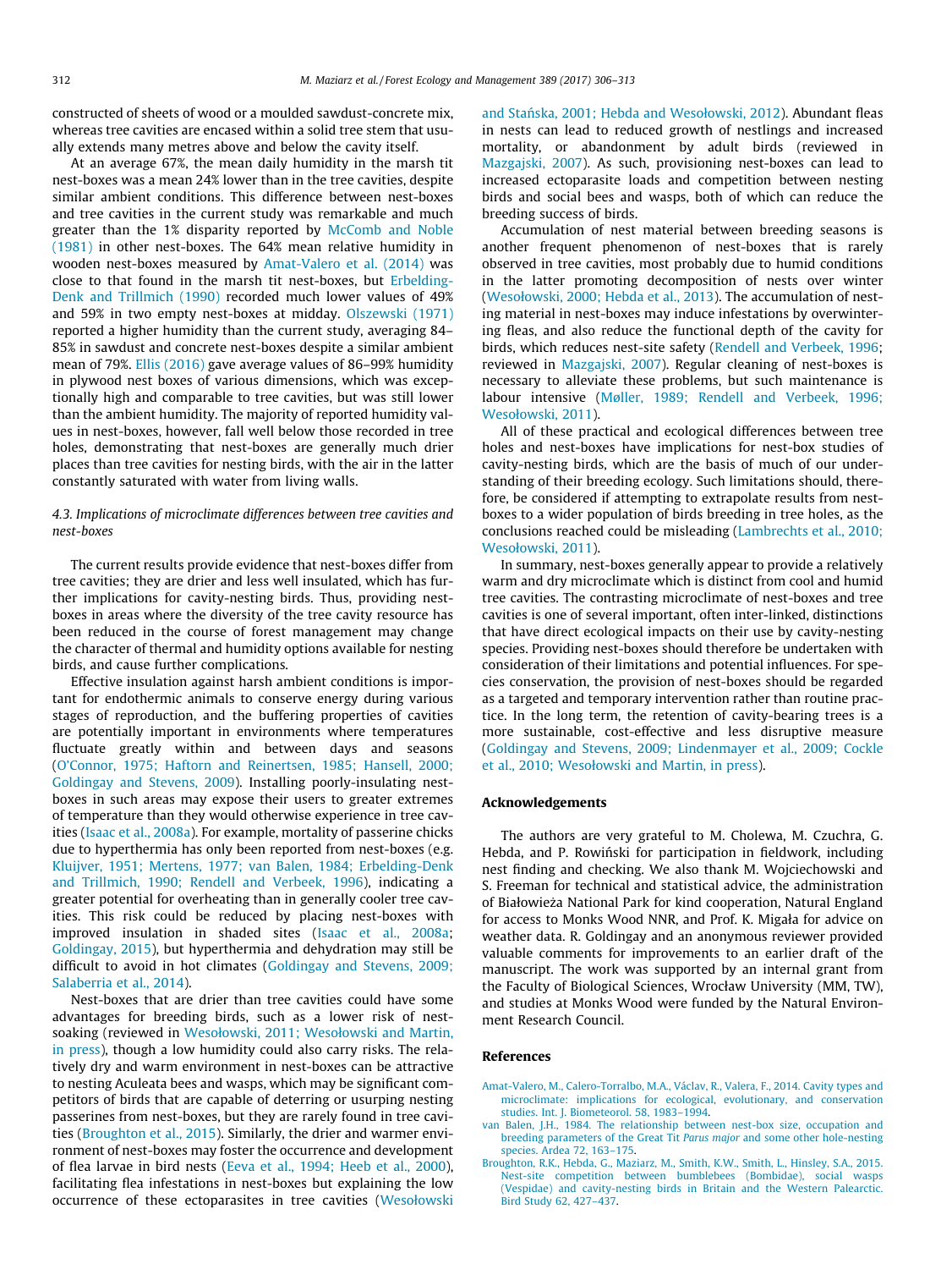constructed of sheets of wood or a moulded sawdust-concrete mix, whereas tree cavities are encased within a solid tree stem that usually extends many metres above and below the cavity itself.

At an average 67%, the mean daily humidity in the marsh tit nest-boxes was a mean 24% lower than in the tree cavities, despite similar ambient conditions. This difference between nest-boxes and tree cavities in the current study was remarkable and much greater than the 1% disparity reported by McComb and Noble (1981) in other nest-boxes. The 64% mean relative humidity in wooden nest-boxes measured by Amat-Valero et al. (2014) was close to that found in the marsh tit nest-boxes, but Erbelding-Denk and Trillmich (1990) recorded much lower values of 49% and 59% in two empty nest-boxes at midday. Olszewski (1971) reported a higher humidity than the current study, averaging 84–85% in sawdust and concrete nest-boxes despite a similar ambient mean of 79%. Ellis (2016) gave average values of 86–99% humidity in plywood nest boxes of various dimensions, which was exceptionally high and comparable to tree cavities, but was still lower than the ambient humidity. The majority of reported humidity values in nest-boxes, however, fall well below those recorded in tree holes, demonstrating that nest-boxes are generally much drier places than tree cavities for nesting birds, with the air in the latter constantly saturated with water from living walls.

### 4.3. Implications of microclimate differences between tree cavities and nest-boxes

The current results provide evidence that nest-boxes differ from tree cavities; they are drier and less well insulated, which has further implications for cavity-nesting birds. Thus, providing nest-boxes in areas where the diversity of the tree cavity resource has been reduced in the course of forest management may change the character of thermal and humidity options available for nesting birds, and cause further complications.

Effective insulation against harsh ambient conditions is important for endothermic animals to conserve energy during various stages of reproduction, and the buffering properties of cavities are potentially important in environments where temperatures fluctuate greatly within and between days and seasons (O'Connor, 1975; Haftorn and Reinertsen, 1985; Hansell, 2000; Goldingay and Stevens, 2009). Installing poorly-insulating nest-boxes in such areas may expose their users to greater extremes of temperature than they would otherwise experience in tree cavities (Isaac et al., 2008a). For example, mortality of passerine chicks due to hyperthermia has only been reported from nest-boxes (e.g. Kluijver, 1951; Mertens, 1977; van Balen, 1984; Erbelding-Denk and Trillmich, 1990; Rendell and Verbeek, 1996), indicating a greater potential for overheating than in generally cooler tree cavities. This risk could be reduced by placing nest-boxes with improved insulation in shaded sites (Isaac et al., 2008a; Goldingay, 2015), but hyperthermia and dehydration may still be difficult to avoid in hot climates (Goldingay and Stevens, 2009; Salaberria et al., 2014).

Nest-boxes that are drier than tree cavities could have some advantages for breeding birds, such as a lower risk of nest-soaking (reviewed in Wesołowski, 2011; Wesołowski and Martin, in press), though a low humidity could also carry risks. The relatively dry and warm environment in nest-boxes can be attractive to nesting Aculeata bees and wasps, which may be significant competitors of birds that are capable of deterring or usurping nesting passerines from nest-boxes, but they are rarely found in tree cavities (Broughton et al., 2015). Similarly, the drier and warmer environment of nest-boxes may foster the occurrence and development of flea larvae in bird nests (Eeva et al., 1994; Heeb et al., 2000), facilitating flea infestations in nest-boxes but explaining the low occurrence of these ectoparasites in tree cavities (Wesołowski and Stańska, 2001; Hebda and Wesołowski, 2012). Abundant fleas in nests can lead to reduced growth of nestlings and increased mortality, or abandonment by adult birds (reviewed in Mazgajski, 2007). As such, provisioning nest-boxes can lead to increased ectoparasite loads and competition between nesting birds and social bees and wasps, both of which can reduce the breeding success of birds.

Accumulation of nest material between breeding seasons is another frequent phenomenon of nest-boxes that is rarely observed in tree cavities, most probably due to humid conditions in the latter promoting decomposition of nests over winter (Wesołowski, 2000; Hebda et al., 2013). The accumulation of nesting material in nest-boxes may induce infestations by overwintering fleas, and also reduce the functional depth of the cavity for birds, which reduces nest-site safety (Rendell and Verbeek, 1996; reviewed in Mazgajski, 2007). Regular cleaning of nest-boxes is necessary to alleviate these problems, but such maintenance is labour intensive (Møller, 1989; Rendell and Verbeek, 1996; Wesołowski, 2011).

All of these practical and ecological differences between tree holes and nest-boxes have implications for nest-box studies of cavity-nesting birds, which are the basis of much of our understanding of their breeding ecology. Such limitations should, therefore, be considered if attempting to extrapolate results from nest-boxes to a wider population of birds breeding in tree holes, as the conclusions reached could be misleading (Lambrechts et al., 2010; Wesołowski, 2011).

In summary, nest-boxes generally appear to provide a relatively warm and dry microclimate which is distinct from cool and humid tree cavities. The contrasting microclimate of nest-boxes and tree cavities is one of several important, often inter-linked, distinctions that have direct ecological impacts on their use by cavity-nesting species. Providing nest-boxes should therefore be undertaken with consideration of their limitations and potential influences. For species conservation, the provision of nest-boxes should be regarded as a targeted and temporary intervention rather than routine practice. In the long term, the retention of cavity-bearing trees is a more sustainable, cost-effective and less disruptive measure (Goldingay and Stevens, 2009; Lindenmayer et al., 2009; Cockle et al., 2010; Wesołowski and Martin, in press).

## Acknowledgements

The authors are very grateful to M. Cholewa, M. Czuchra, G. Hebda, and P. Rowiński for participation in fieldwork, including nest finding and checking. We also thank M. Wojciechowski and S. Freeman for technical and statistical advice, the administration of Białowieża National Park for kind cooperation, Natural England for access to Monks Wood NNR, and Prof. K. Migała for advice on weather data. R. Goldingay and an anonymous reviewer provided valuable comments for improvements to an earlier draft of the manuscript. The work was supported by an internal grant from the Faculty of Biological Sciences, Wrocław University (MM, TW), and studies at Monks Wood were funded by the Natural Environment Research Council.

## References

Amat-Valero, M., Calero-Torralbo, M.A., Václav, R., Valera, F., 2014. Cavity types and microclimate: implications for ecological, evolutionary, and conservation studies. Int. J. Biometeorol. 58, 1983–1994.

van Balen, J.H., 1984. The relationship between nest-box size, occupation and breeding parameters of the Great Tit *Parus major* and some other hole-nesting species. Ardea 72, 163–175.

Broughton, R.K., Hebda, G., Maziarz, M., Smith, K.W., Smith, L., Hinsley, S.A., 2015. Nest-site competition between bumblebees (Bombidae), social wasps (Vespidae) and cavity-nesting birds in Britain and the Western Palearctic. Bird Study 62, 427–437.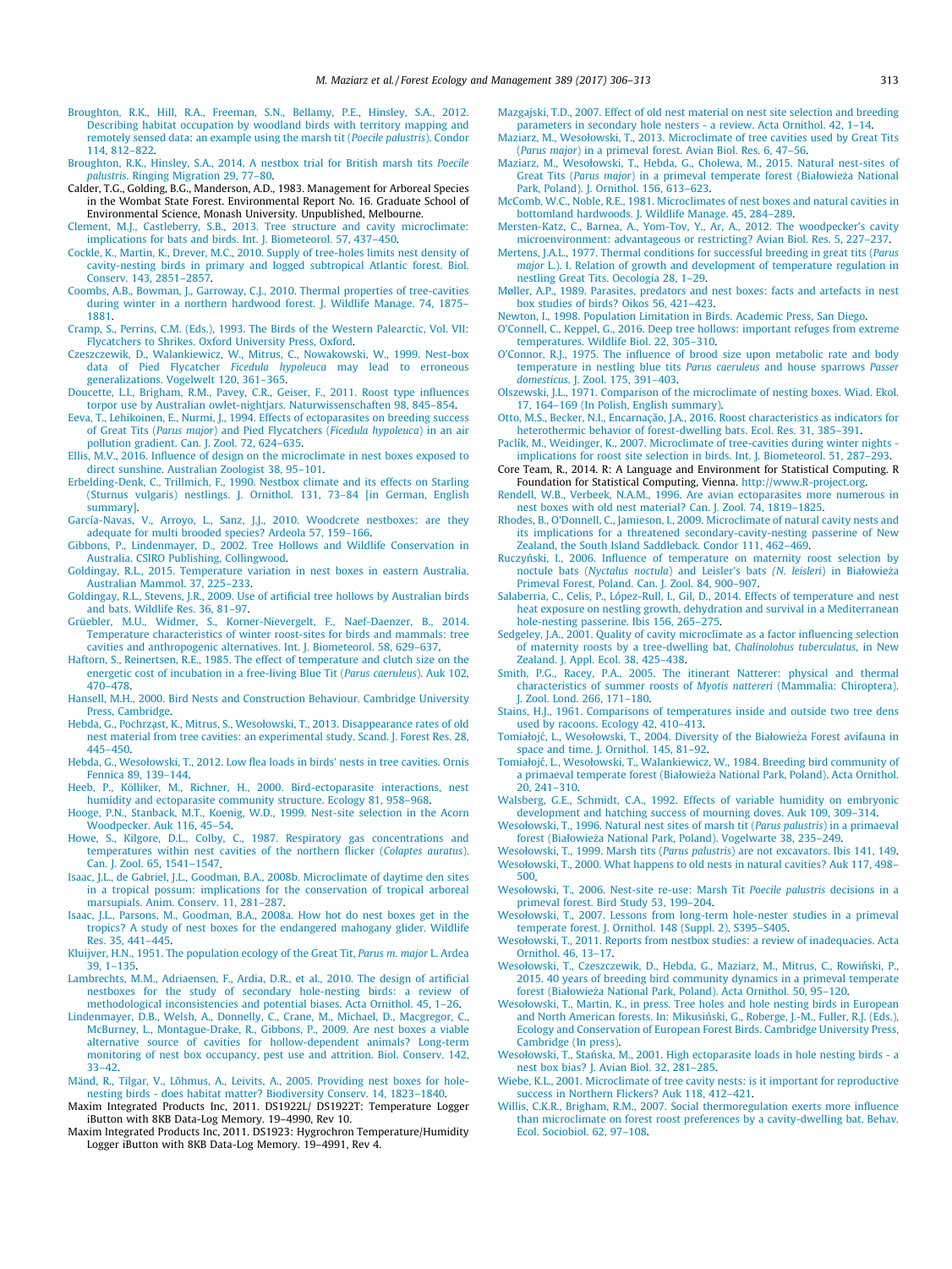Broughton, R.K., Hill, R.A., Freeman, S.N., Bellamy, P.E., Hinsley, S.A., 2012. Describing habitat occupation by woodland birds with territory mapping and remotely sensed data: an example using the marsh tit (*Poecile palustris*). Condor 114, 812–822.

Broughton, R.K., Hinsley, S.A., 2014. A nestbox trial for British marsh tits *Poecile palustris*. Ringing Migration 29, 77–80.

Calder, T.G., Golding, B.G., Manderson, A.D., 1983. Management for Arboreal Species in the Wombat State Forest. Environmental Report No. 16. Graduate School of Environmental Science, Monash University. Unpublished, Melbourne.

Clement, M.J., Castleberry, S.B., 2013. Tree structure and cavity microclimate: implications for bats and birds. Int. J. Biometeorol. 57, 437–450.

Cockle, K., Martin, K., Drever, M.C., 2010. Supply of tree-holes limits nest density of cavity-nesting birds in primary and logged subtropical Atlantic forest. Biol. Conserv. 143, 2851–2857.

Coombs, A.B., Bowman, J., Garroway, C.J., 2010. Thermal properties of tree-cavities during winter in a northern hardwood forest. J. Wildlife Manage. 74, 1875–1881.

Cramp, S., Perrins, C.M. (Eds.), 1993. The Birds of the Western Palearctic, Vol. VII: Flycatchers to Shrikes. Oxford University Press, Oxford.

Czeszczewik, D., Walankiewicz, W., Mitrus, C., Nowakowski, W., 1999. Nest-box data of Pied Flycatcher *Ficedula hypoleuca* may lead to erroneous generalizations. Vogelwelt 120, 361–365.

Doucette, L.I., Brigham, R.M., Pavey, C.R., Geiser, F., 2011. Roost type influences torpor use by Australian owlet-nightjars. Naturwissenschaften 98, 845–854.

Eeva, T., Lehikoinen, E., Nurmi, J., 1994. Effects of ectoparasites on breeding success of Great Tits (*Parus major*) and Pied Flycatchers (*Ficedula hypoleuca*) in an air pollution gradient. Can. J. Zool. 72, 624–635.

Ellis, M.V., 2016. Influence of design on the microclimate in nest boxes exposed to direct sunshine. Australian Zoologist 38, 95–101.

Erbelding-Denk, C., Trillmich, F., 1990. Nestbox climate and its effects on Starling (Sturnus vulgaris) nestlings. J. Ornithol. 131, 73–84 [in German, English summary].

García-Navas, V., Arroyo, L., Sanz, J.J., 2010. Woodcrete nestboxes: are they adequate for multi brooded species? Ardeola 57, 159–166.

Gibbons, P., Lindenmayer, D., 2002. Tree Hollows and Wildlife Conservation in Australia. CSIRO Publishing, Collingwood.

Goldingay, R.L., 2015. Temperature variation in nest boxes in eastern Australia. Australian Mammal. 37, 225–233.

Goldingay, R.L., Stevens, J.R., 2009. Use of artificial tree hollows by Australian birds and bats. Wildlife Res. 36, 81–97.

Grüebler, M.U., Widmer, S., Korner-Nievergelt, F., Naef-Daenzer, B., 2014. Temperature characteristics of winter roost-sites for birds and mammals: tree cavities and anthropogenic alternatives. Int. J. Biometeorol. 58, 629–637.

Haftorn, S., Reinertsen, R.E., 1985. The effect of temperature and clutch size on the energetic cost of incubation in a free-living Blue Tit (*Parus caeruleus*). Auk 102, 470–478.

Hansell, M.H., 2000. Bird Nests and Construction Behaviour. Cambridge University Press, Cambridge.

Hebda, G., Pochrząst, K., Mitrus, S., Wesołowski, T., 2013. Disappearance rates of old nest material from tree cavities: an experimental study. Scand. J. Forest Res. 28, 445–450.

Hebda, G., Wesołowski, T., 2012. Low flea loads in birds' nests in tree cavities. Ornis Fennica 89, 139–144.

Heeb, P., Kölliker, M., Richner, H., 2000. Bird-ectoparasite interactions, nest humidity and ectoparasite community structure. Ecology 81, 958–968.

Hooge, P.N., Stanback, M.T., Koenig, W.D., 1999. Nest-site selection in the Acorn Woodpecker. Auk 116, 45–54.

Howe, S., Kilgore, D.L., Colby, C., 1987. Respiratory gas concentrations and temperatures within nest cavities of the northern flicker (*Colaptes auratus*). Can. J. Zool. 65, 1541–1547.

Isaac, J.L., de Gabriel, J.L., Goodman, B.A., 2008b. Microclimate of daytime den sites in a tropical possum: implications for the conservation of tropical arboreal marsupials. Anim. Conserv. 11, 281–287.

Isaac, J.L., Parsons, M., Goodman, B.A., 2008a. How hot do nest boxes get in the tropics? A study of nest boxes for the endangered mahogany glider. Wildlife Res. 35, 441–445.

Kluijver, H.N., 1951. The population ecology of the Great Tit, *Parus m. major* L. Ardea 39, 1–135.

Lambrechts, M.M., Adriaensen, F., Ardia, D.R., et al., 2010. The design of artificial nestboxes for the study of secondary hole-nesting birds: a review of methodological inconsistencies and potential biases. Acta Ornithol. 45, 1–26.

Lindenmayer, D.B., Welsh, A., Donnelly, C., Crane, M., Michael, D., Macgregor, C., McBurney, L., Montague-Drake, R., Gibbons, P., 2009. Are nest boxes a viable alternative source of cavities for hollow-dependent animals? Long-term monitoring of nest box occupancy, pest use and attrition. Biol. Conserv. 142, 33–42.

Mänd, R., Tilgar, V., Lõhmus, A., Leivits, A., 2005. Providing nest boxes for hole-nesting birds - does habitat matter? Biodiversity Conserv. 14, 1823–1840.

Maxim Integrated Products Inc, 2011. DS1922L/ DS1922T: Temperature Logger iButton with 8KB Data-Log Memory. 19–4990, Rev 10.

Maxim Integrated Products Inc, 2011. DS1923: Hygrochron Temperature/Humidity Logger iButton with 8KB Data-Log Memory. 19–4991, Rev 4.

Mazgajski, T.D., 2007. Effect of old nest material on nest site selection and breeding parameters in secondary hole nesters - a review. Acta Ornithol. 42, 1–14.

Maziarz, M., Wesołowski, T., 2013. Microclimate of tree cavities used by Great Tits (*Parus major*) in a primeval forest. Avian Biol. Res. 6, 47–56.

Maziarz, M., Wesołowski, T., Hebda, G., Cholewa, M., 2015. Natural nest-sites of Great Tits (*Parus major*) in a primeval temperate forest (Białowieża National Park, Poland). J. Ornithol. 156, 613–623.

McComb, W.C., Noble, R.E., 1981. Microclimates of nest boxes and natural cavities in bottomland hardwoods. J. Wildlife Manage. 45, 284–289.

Mersten-Katz, C., Barnea, A., Yom-Tov, Y., Ar, A., 2012. The woodpecker's cavity microenvironment: advantageous or restricting? Avian Biol. Res. 5, 227–237.

Mertens, J.A.L., 1977. Thermal conditions for successful breeding in great tits (*Parus major* L.). I. Relation of growth and development of temperature regulation in nestling Great Tits. Oecologia 28, 1–29.

Møller, A.P., 1989. Parasites, predators and nest boxes: facts and artefacts in nest box studies of birds? Oikos 56, 421–423.

Newton, I., 1998. Population Limitation in Birds. Academic Press, San Diego.

O'Connell, C., Keppel, G., 2016. Deep tree hollows: important refuges from extreme temperatures. Wildlife Biol. 22, 305–310.

O'Connor, R.J., 1975. The influence of brood size upon metabolic rate and body temperature in nestling blue tits *Parus caeruleus* and house sparrows *Passer domesticus*. J. Zool. 175, 391–403.

Olszewski, J.L., 1971. Comparison of the microclimate of nesting boxes. Wiad. Ekol. 17, 164–169 (In Polish, English summary).

Otto, M.S., Becker, N.I., Encarnação, J.A., 2016. Roost characteristics as indicators for heterothermic behavior of forest-dwelling bats. Ecol. Res. 31, 385–391.

Paclík, M., Weidinger, K., 2007. Microclimate of tree-cavities during winter nights - implications for roost site selection in birds. Int. J. Biometeorol. 51, 287–293.

Core Team, R., 2014. R: A Language and Environment for Statistical Computing. R Foundation for Statistical Computing, Vienna. http://www.R-project.org.

Rendell, W.B., Verbeek, N.A.M., 1996. Are avian ectoparasites more numerous in nest boxes with old nest material? Can. J. Zool. 74, 1819–1825.

Rhodes, B., O'Donnell, C., Jamieson, I., 2009. Microclimate of natural cavity nests and its implications for a threatened secondary-cavity-nesting passerine of New Zealand, the South Island Saddleback. Condor 111, 462–469.

Ruczyński, I., 2006. Influence of temperature on maternity roost selection by noctule bats (*Nyctalus noctula*) and Leisler's bats *(N. leisleri)* in Białowieża Primeval Forest, Poland. Can. J. Zool. 84, 900–907.

Salaberria, C., Celis, P., López-Rull, I., Gil, D., 2014. Effects of temperature and nest heat exposure on nestling growth, dehydration and survival in a Mediterranean hole-nesting passerine. Ibis 156, 265–275.

Sedgeley, J.A., 2001. Quality of cavity microclimate as a factor influencing selection of maternity roosts by a tree-dwelling bat, *Chalinolobus tuberculatus*, in New Zealand. J. Appl. Ecol. 38, 425–438.

Smith, P.G., Racey, P.A., 2005. The itinerant Natterer: physical and thermal characteristics of summer roosts of *Myotis nattereri* (Mammalia: Chiroptera). J. Zool. Lond. 266, 171–180.

Stains, H.J., 1961. Comparisons of temperatures inside and outside two tree dens used by racoons. Ecology 42, 410–413.

Tomiałojć, L., Wesołowski, T., 2004. Diversity of the Białowieża Forest avifauna in space and time. J. Ornithol. 145, 81–92.

Tomiałojć, L., Wesołowski, T., Walankiewicz, W., 1984. Breeding bird community of a primaeval temperate forest (Białowieża National Park, Poland). Acta Ornithol. 20, 241–310.

Walsberg, G.E., Schmidt, C.A., 1992. Effects of variable humidity on embryonic development and hatching success of mourning doves. Auk 109, 309–314.

Wesołowski, T., 1996. Natural nest sites of marsh tit (*Parus palustris*) in a primaeval forest (Białowieża National Park, Poland). Vogelwarte 38, 235–249.

Wesołowski, T., 1999. Marsh tits (*Parus palustris*) are not excavators. Ibis 141, 149.

Wesołowski, T., 2000. What happens to old nests in natural cavities? Auk 117, 498–500.

Wesołowski, T., 2006. Nest-site re-use: Marsh Tit *Poecile palustris* decisions in a primeval forest. Bird Study 53, 199–204.

Wesołowski, T., 2007. Lessons from long-term hole-nester studies in a primeval temperate forest. J. Ornithol. 148 (Suppl. 2), S395–S405.

Wesołowski, T., 2011. Reports from nestbox studies: a review of inadequacies. Acta Ornithol. 46, 13–17.

Wesołowski, T., Czeszczewik, D., Hebda, G., Maziarz, M., Mitrus, C., Rowiński, P., 2015. 40 years of breeding bird community dynamics in a primeval temperate forest (Białowieża National Park, Poland). Acta Ornithol. 50, 95–120.

Wesołowski, T., Martin, K., in press. Tree holes and hole nesting birds in European and North American forests. In: Mikusiński, G., Roberge, J.-M., Fuller, R.J. (Eds.), Ecology and Conservation of European Forest Birds. Cambridge University Press, Cambridge (In press).

Wesołowski, T., Stańska, M., 2001. High ectoparasite loads in hole nesting birds - a nest box bias? J. Avian Biol. 32, 281–285.

Wiebe, K.L., 2001. Microclimate of tree cavity nests: is it important for reproductive success in Northern Flickers? Auk 118, 412–421.

Willis, C.K.R., Brigham, R.M., 2007. Social thermoregulation exerts more influence than microclimate on forest roost preferences by a cavity-dwelling bat. Behav. Ecol. Sociobiol. 62, 97–108.